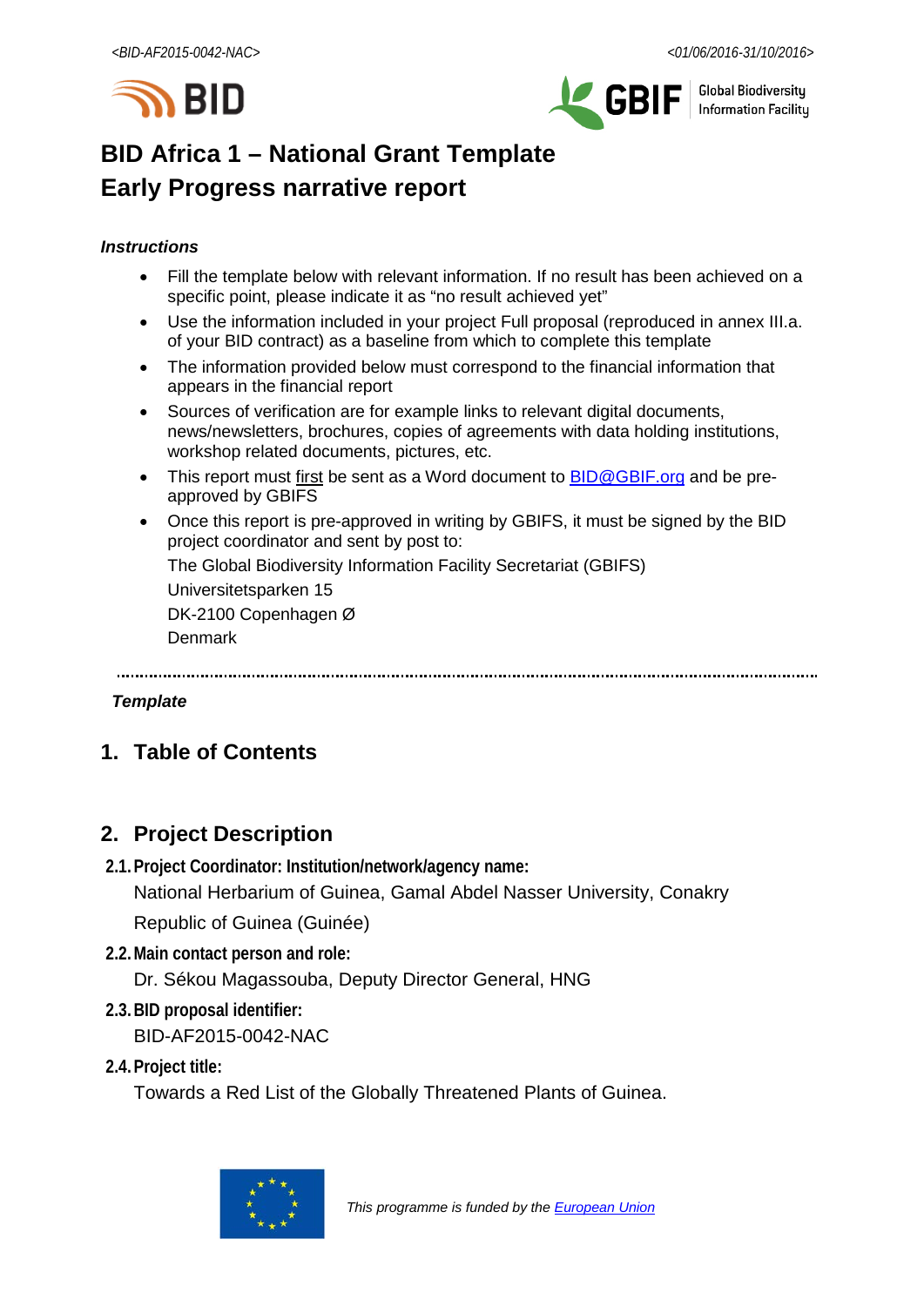# BID Africa 1 – National Grant Template
# Early Progress narrative report

***Instructions***

- Fill the template below with relevant information. If no result has been achieved on a specific point, please indicate it as "no result achieved yet"
- Use the information included in your project Full proposal (reproduced in annex III.a. of your BID contract) as a baseline from which to complete this template
- The information provided below must correspond to the financial information that appears in the financial report
- Sources of verification are for example links to relevant digital documents, news/newsletters, brochures, copies of agreements with data holding institutions, workshop related documents, pictures, etc.
- This report must first be sent as a Word document to BID@GBIF.org and be pre-approved by GBIFS
- Once this report is pre-approved in writing by GBIFS, it must be signed by the BID project coordinator and sent by post to:

  The Global Biodiversity Information Facility Secretariat (GBIFS)

  Universitetsparken 15

  DK-2100 Copenhagen Ø

  Denmark

---

***Template***

## 1. Table of Contents

## 2. Project Description

### 2.1. Project Coordinator: Institution/network/agency name:

National Herbarium of Guinea, Gamal Abdel Nasser University, Conakry

Republic of Guinea (Guinée)

### 2.2. Main contact person and role:

Dr. Sékou Magassouba, Deputy Director General, HNG

### 2.3. BID proposal identifier:

BID-AF2015-0042-NAC

### 2.4. Project title:

Towards a Red List of the Globally Threatened Plants of Guinea.

*This programme is funded by the European Union*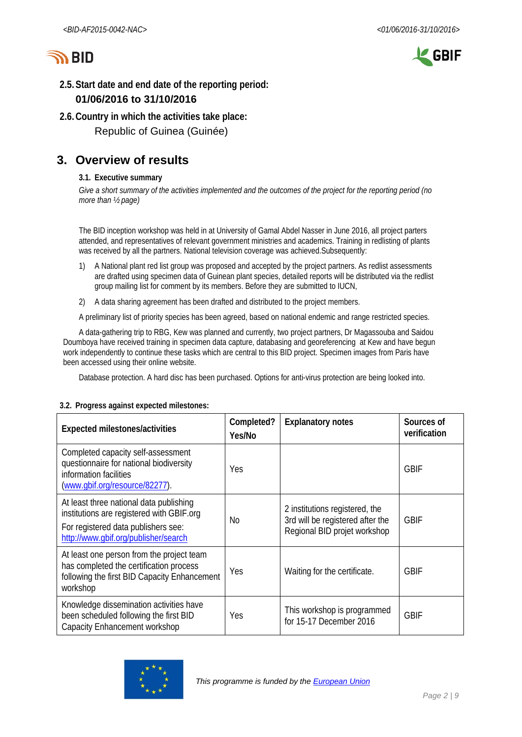### 2.5. Start date and end date of the reporting period:

**01/06/2016 to 31/10/2016**

### 2.6. Country in which the activities take place:

Republic of Guinea (Guinée)

## 3. Overview of results

### 3.1. Executive summary

*Give a short summary of the activities implemented and the outcomes of the project for the reporting period (no more than ½ page)*

The BID inception workshop was held in at University of Gamal Abdel Nasser in June 2016, all project parters attended, and representatives of relevant government ministries and academics. Training in redlisting of plants was received by all the partners. National television coverage was achieved.Subsequently:

1) A National plant red list group was proposed and accepted by the project partners. As redlist assessments are drafted using specimen data of Guinean plant species, detailed reports will be distributed via the redlist group mailing list for comment by its members. Before they are submitted to IUCN,
2) A data sharing agreement has been drafted and distributed to the project members.

A preliminary list of priority species has been agreed, based on national endemic and range restricted species.

A data-gathering trip to RBG, Kew was planned and currently, two project partners, Dr Magassouba and Saidou Doumboya have received training in specimen data capture, databasing and georeferencing at Kew and have begun work independently to continue these tasks which are central to this BID project. Specimen images from Paris have been accessed using their online website.

Database protection. A hard disc has been purchased. Options for anti-virus protection are being looked into.

### 3.2. Progress against expected milestones:

| Expected milestones/activities | Completed? Yes/No | Explanatory notes | Sources of verification |
|---|---|---|---|
| Completed capacity self-assessment questionnaire for national biodiversity information facilities ([www.gbif.org/resource/82277](www.gbif.org/resource/82277)). | Yes | | GBIF |
| At least three national data publishing institutions are registered with GBIF.org<br>For registered data publishers see: [http://www.gbif.org/publisher/search](http://www.gbif.org/publisher/search) | No | 2 institutions registered, the 3rd will be registered after the Regional BID projet workshop | GBIF |
| At least one person from the project team has completed the certification process following the first BID Capacity Enhancement workshop | Yes | Waiting for the certificate. | GBIF |
| Knowledge dissemination activities have been scheduled following the first BID Capacity Enhancement workshop | Yes | This workshop is programmed for 15-17 December 2016 | GBIF |

*This programme is funded by the European Union*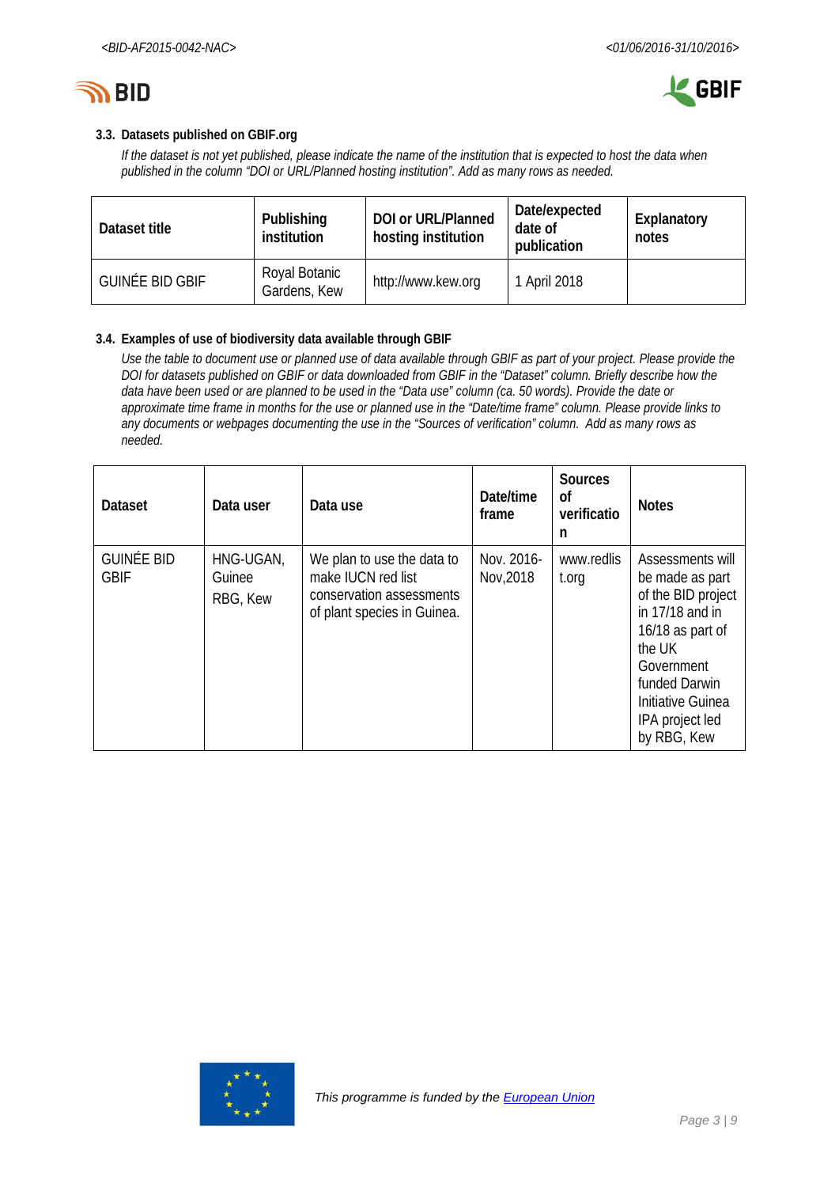### 3.3. Datasets published on GBIF.org

*If the dataset is not yet published, please indicate the name of the institution that is expected to host the data when published in the column "DOI or URL/Planned hosting institution". Add as many rows as needed.*

| Dataset title | Publishing institution | DOI or URL/Planned hosting institution | Date/expected date of publication | Explanatory notes |
|---|---|---|---|---|
| GUINÉE BID GBIF | Royal Botanic Gardens, Kew | http://www.kew.org | 1 April 2018 | |

### 3.4. Examples of use of biodiversity data available through GBIF

*Use the table to document use or planned use of data available through GBIF as part of your project. Please provide the DOI for datasets published on GBIF or data downloaded from GBIF in the "Dataset" column. Briefly describe how the data have been used or are planned to be used in the "Data use" column (ca. 50 words). Provide the date or approximate time frame in months for the use or planned use in the "Date/time frame" column. Please provide links to any documents or webpages documenting the use in the "Sources of verification" column. Add as many rows as needed.*

| Dataset | Data user | Data use | Date/time frame | Sources of verification | Notes |
|---|---|---|---|---|---|
| GUINÉE BID GBIF | HNG-UGAN, Guinee RBG, Kew | We plan to use the data to make IUCN red list conservation assessments of plant species in Guinea. | Nov. 2016-Nov,2018 | www.redlist.org | Assessments will be made as part of the BID project in 17/18 and in 16/18 as part of the UK Government funded Darwin Initiative Guinea IPA project led by RBG, Kew |

*This programme is funded by the European Union*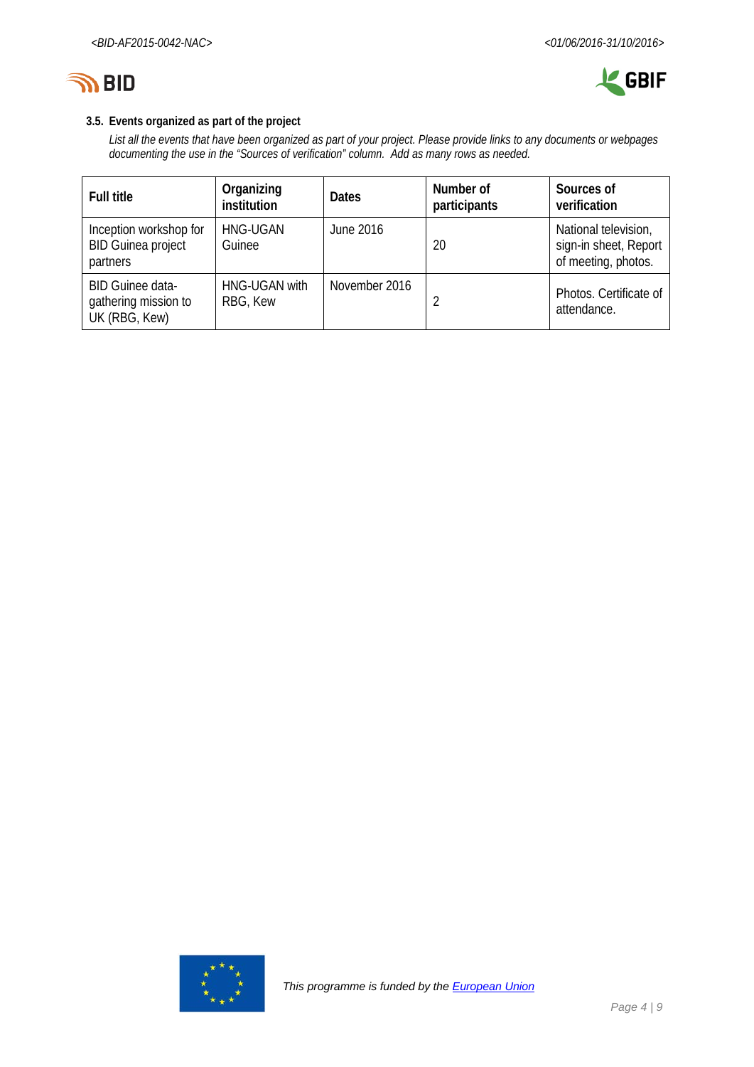### 3.5. Events organized as part of the project

*List all the events that have been organized as part of your project. Please provide links to any documents or webpages documenting the use in the "Sources of verification" column. Add as many rows as needed.*

| Full title | Organizing institution | Dates | Number of participants | Sources of verification |
|---|---|---|---|---|
| Inception workshop for BID Guinea project partners | HNG-UGAN Guinee | June 2016 | 20 | National television, sign-in sheet, Report of meeting, photos. |
| BID Guinee data-gathering mission to UK (RBG, Kew) | HNG-UGAN with RBG, Kew | November 2016 | 2 | Photos. Certificate of attendance. |

*This programme is funded by the European Union*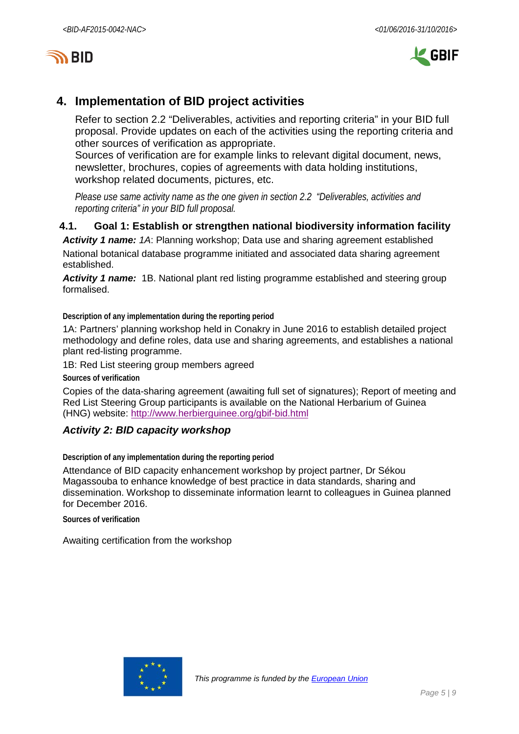## 4. Implementation of BID project activities

Refer to section 2.2 "Deliverables, activities and reporting criteria" in your BID full proposal. Provide updates on each of the activities using the reporting criteria and other sources of verification as appropriate.
Sources of verification are for example links to relevant digital document, news, newsletter, brochures, copies of agreements with data holding institutions, workshop related documents, pictures, etc.

*Please use same activity name as the one given in section 2.2 "Deliverables, activities and reporting criteria" in your BID full proposal.*

### 4.1. Goal 1: Establish or strengthen national biodiversity information facility

***Activity 1 name:*** *1A*: Planning workshop; Data use and sharing agreement established

National botanical database programme initiated and associated data sharing agreement established.

***Activity 1 name:*** 1B. National plant red listing programme established and steering group formalised.

**Description of any implementation during the reporting period**

1A: Partners' planning workshop held in Conakry in June 2016 to establish detailed project methodology and define roles, data use and sharing agreements, and establishes a national plant red-listing programme.

1B: Red List steering group members agreed

**Sources of verification**

Copies of the data-sharing agreement (awaiting full set of signatures); Report of meeting and Red List Steering Group participants is available on the National Herbarium of Guinea (HNG) website: http://www.herbierguinee.org/gbif-bid.html

#### *Activity 2: BID capacity workshop*

**Description of any implementation during the reporting period**

Attendance of BID capacity enhancement workshop by project partner, Dr Sékou Magassouba to enhance knowledge of best practice in data standards, sharing and dissemination. Workshop to disseminate information learnt to colleagues in Guinea planned for December 2016.

**Sources of verification**

Awaiting certification from the workshop

*This programme is funded by the European Union*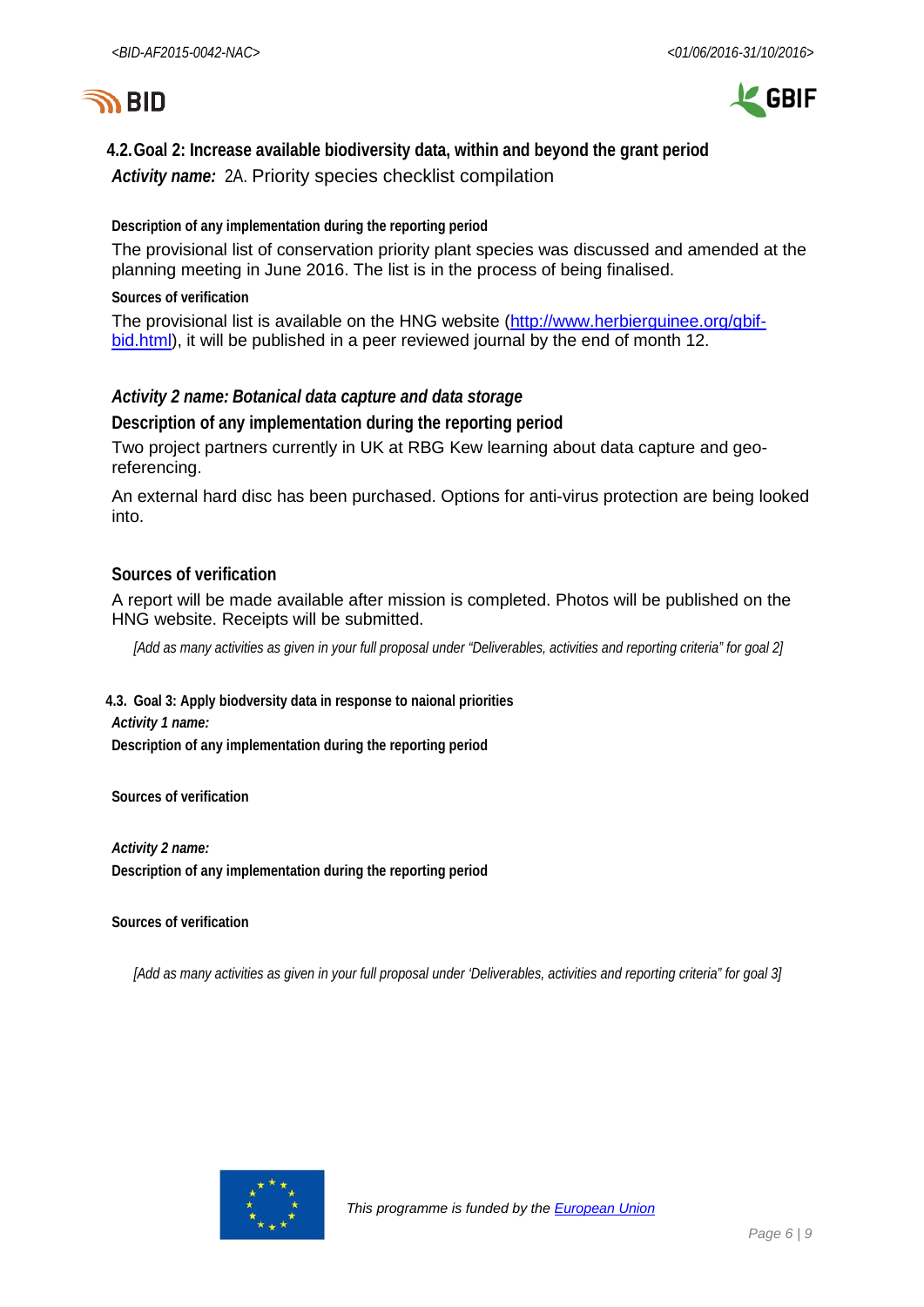## 4.2. Goal 2: Increase available biodiversity data, within and beyond the grant period

***Activity name:*** 2A. Priority species checklist compilation

**Description of any implementation during the reporting period**

The provisional list of conservation priority plant species was discussed and amended at the planning meeting in June 2016. The list is in the process of being finalised.

**Sources of verification**

The provisional list is available on the HNG website (http://www.herbierguinee.org/gbif-bid.html), it will be published in a peer reviewed journal by the end of month 12.

***Activity 2 name: Botanical data capture and data storage***

**Description of any implementation during the reporting period**

Two project partners currently in UK at RBG Kew learning about data capture and geo-referencing.

An external hard disc has been purchased. Options for anti-virus protection are being looked into.

**Sources of verification**

A report will be made available after mission is completed. Photos will be published on the HNG website. Receipts will be submitted.

*[Add as many activities as given in your full proposal under "Deliverables, activities and reporting criteria" for goal 2]*

## 4.3. Goal 3: Apply biodversity data in response to naional priorities

***Activity 1 name:***

**Description of any implementation during the reporting period**

**Sources of verification**

***Activity 2 name:***

**Description of any implementation during the reporting period**

**Sources of verification**

*[Add as many activities as given in your full proposal under 'Deliverables, activities and reporting criteria" for goal 3]*

*This programme is funded by the European Union*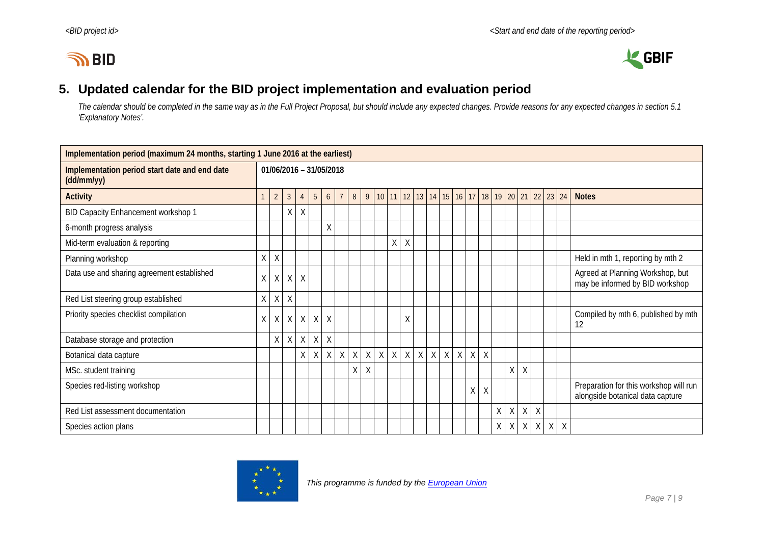## 5. Updated calendar for the BID project implementation and evaluation period

*The calendar should be completed in the same way as in the Full Project Proposal, but should include any expected changes. Provide reasons for any expected changes in section 5.1 'Explanatory Notes'.*

| Implementation period (maximum 24 months, starting 1 June 2016 at the earliest) | | | | | | | | | | | | | | | | | | | | | | | | | |
|---|---|---|---|---|---|---|---|---|---|---|---|---|---|---|---|---|---|---|---|---|---|---|---|---|---|
| **Implementation period start date and end date (dd/mm/yy)** | **01/06/2016 – 31/05/2018** | | | | | | | | | | | | | | | | | | | | | | | | |
| **Activity** | 1 | 2 | 3 | 4 | 5 | 6 | 7 | 8 | 9 | 10 | 11 | 12 | 13 | 14 | 15 | 16 | 17 | 18 | 19 | 20 | 21 | 22 | 23 | 24 | **Notes** |
| BID Capacity Enhancement workshop 1 | | | X | X | | | | | | | | | | | | | | | | | | | | | |
| 6-month progress analysis | | | | | | X | | | | | | | | | | | | | | | | | | | |
| Mid-term evaluation & reporting | | | | | | | | | | | X | X | | | | | | | | | | | | | |
| Planning workshop | X | X | | | | | | | | | | | | | | | | | | | | | | | Held in mth 1, reporting by mth 2 |
| Data use and sharing agreement established | X | X | X | X | | | | | | | | | | | | | | | | | | | | | Agreed at Planning Workshop, but may be informed by BID workshop |
| Red List steering group established | X | X | X | | | | | | | | | | | | | | | | | | | | | | |
| Priority species checklist compilation | X | X | X | X | X | X | | | | | | X | | | | | | | | | | | | | Compiled by mth 6, published by mth 12 |
| Database storage and protection | | X | X | X | X | X | | | | | | | | | | | | | | | | | | | |
| Botanical data capture | | | | X | X | X | X | X | X | X | X | X | X | X | X | X | X | X | | | | | | | |
| MSc. student training | | | | | | | | X | X | | | | | | | | | | | X | X | | | | |
| Species red-listing workshop | | | | | | | | | | | | | | | | | X | X | | | | | | | Preparation for this workshop will run alongside botanical data capture |
| Red List assessment documentation | | | | | | | | | | | | | | | | | | | X | X | X | X | | | |
| Species action plans | | | | | | | | | | | | | | | | | | | X | X | X | X | X | X | |

*This programme is funded by the European Union*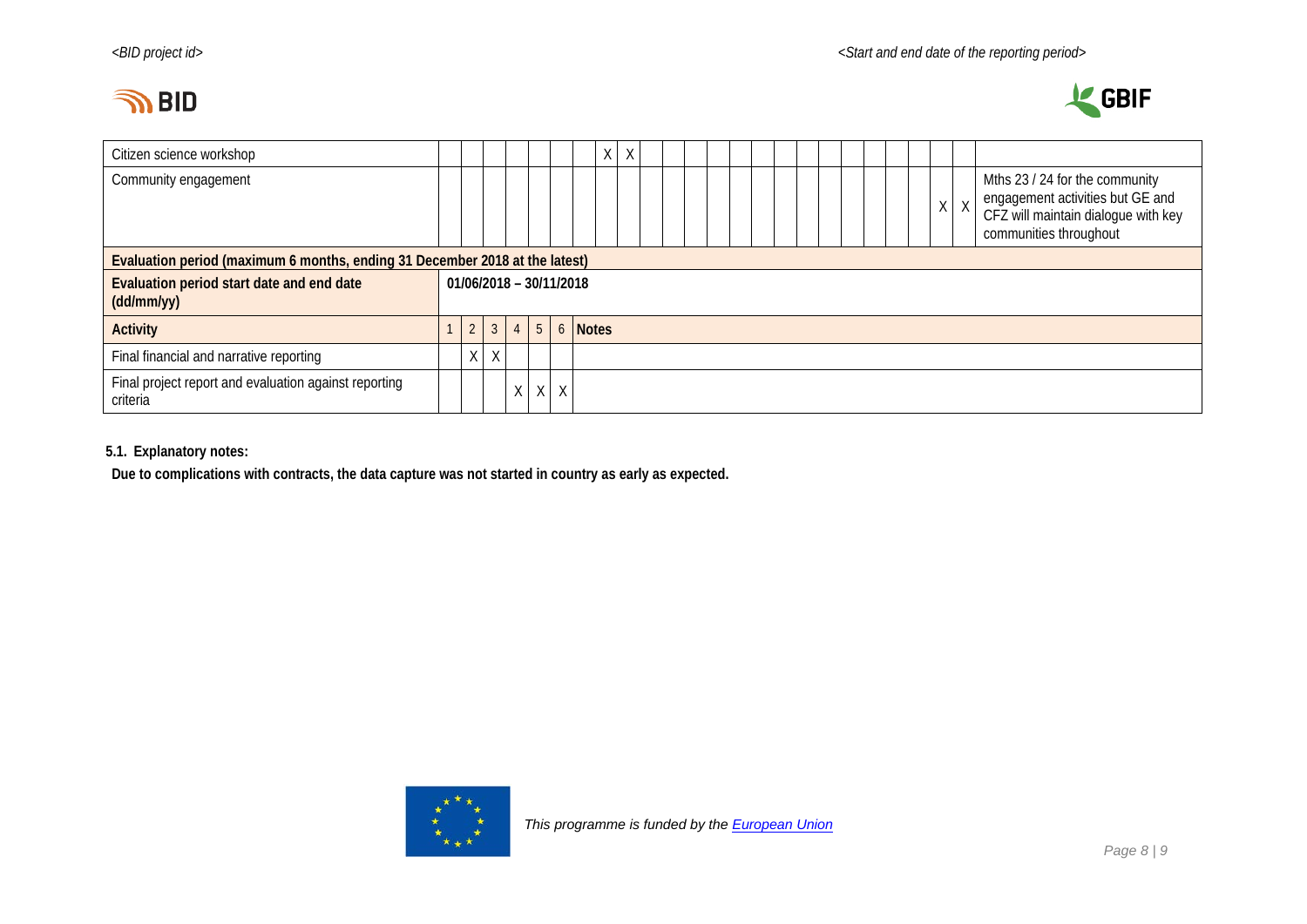| | | | | | | | | | | | | | | | | | | | | | | | | | |
|---|---|---|---|---|---|---|---|---|---|---|---|---|---|---|---|---|---|---|---|---|---|---|---|---|---|
| Citizen science workshop | | | | | | | | X | X | | | | | | | | | | | | | | | | |
| Community engagement | | | | | | | | | | | | | | | | | | | | | | | X | X | Mths 23 / 24 for the community engagement activities but GE and CFZ will maintain dialogue with key communities throughout |

| **Evaluation period (maximum 6 months, ending 31 December 2018 at the latest)** | | | | | | | |
|---|---|---|---|---|---|---|---|
| **Evaluation period start date and end date (dd/mm/yy)** | **01/06/2018 – 30/11/2018** | | | | | | |
| **Activity** | 1 | 2 | 3 | 4 | 5 | 6 | **Notes** |
| Final financial and narrative reporting | | X | X | | | | |
| Final project report and evaluation against reporting criteria | | | | X | X | X | |

**5.1. Explanatory notes:**

**Due to complications with contracts, the data capture was not started in country as early as expected.**

*This programme is funded by the European Union*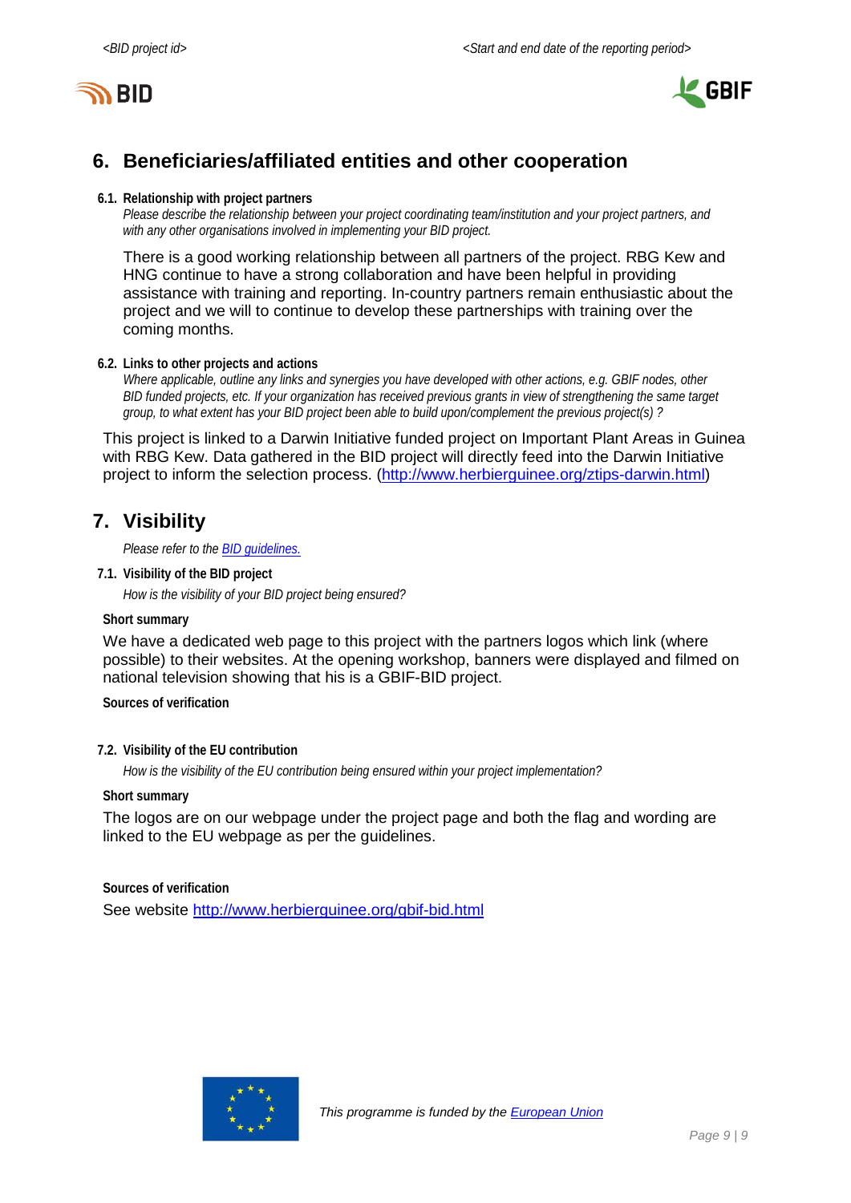## 6. Beneficiaries/affiliated entities and other cooperation

### 6.1. Relationship with project partners

*Please describe the relationship between your project coordinating team/institution and your project partners, and with any other organisations involved in implementing your BID project.*

There is a good working relationship between all partners of the project. RBG Kew and HNG continue to have a strong collaboration and have been helpful in providing assistance with training and reporting. In-country partners remain enthusiastic about the project and we will to continue to develop these partnerships with training over the coming months.

### 6.2. Links to other projects and actions

*Where applicable, outline any links and synergies you have developed with other actions, e.g. GBIF nodes, other BID funded projects, etc. If your organization has received previous grants in view of strengthening the same target group, to what extent has your BID project been able to build upon/complement the previous project(s) ?*

This project is linked to a Darwin Initiative funded project on Important Plant Areas in Guinea with RBG Kew. Data gathered in the BID project will directly feed into the Darwin Initiative project to inform the selection process. (http://www.herbierguinee.org/ztips-darwin.html)

## 7. Visibility

*Please refer to the BID guidelines.*

### 7.1. Visibility of the BID project

*How is the visibility of your BID project being ensured?*

**Short summary**

We have a dedicated web page to this project with the partners logos which link (where possible) to their websites. At the opening workshop, banners were displayed and filmed on national television showing that his is a GBIF-BID project.

**Sources of verification**

### 7.2. Visibility of the EU contribution

*How is the visibility of the EU contribution being ensured within your project implementation?*

**Short summary**

The logos are on our webpage under the project page and both the flag and wording are linked to the EU webpage as per the guidelines.

**Sources of verification**

See website http://www.herbierguinee.org/gbif-bid.html

*This programme is funded by the European Union*